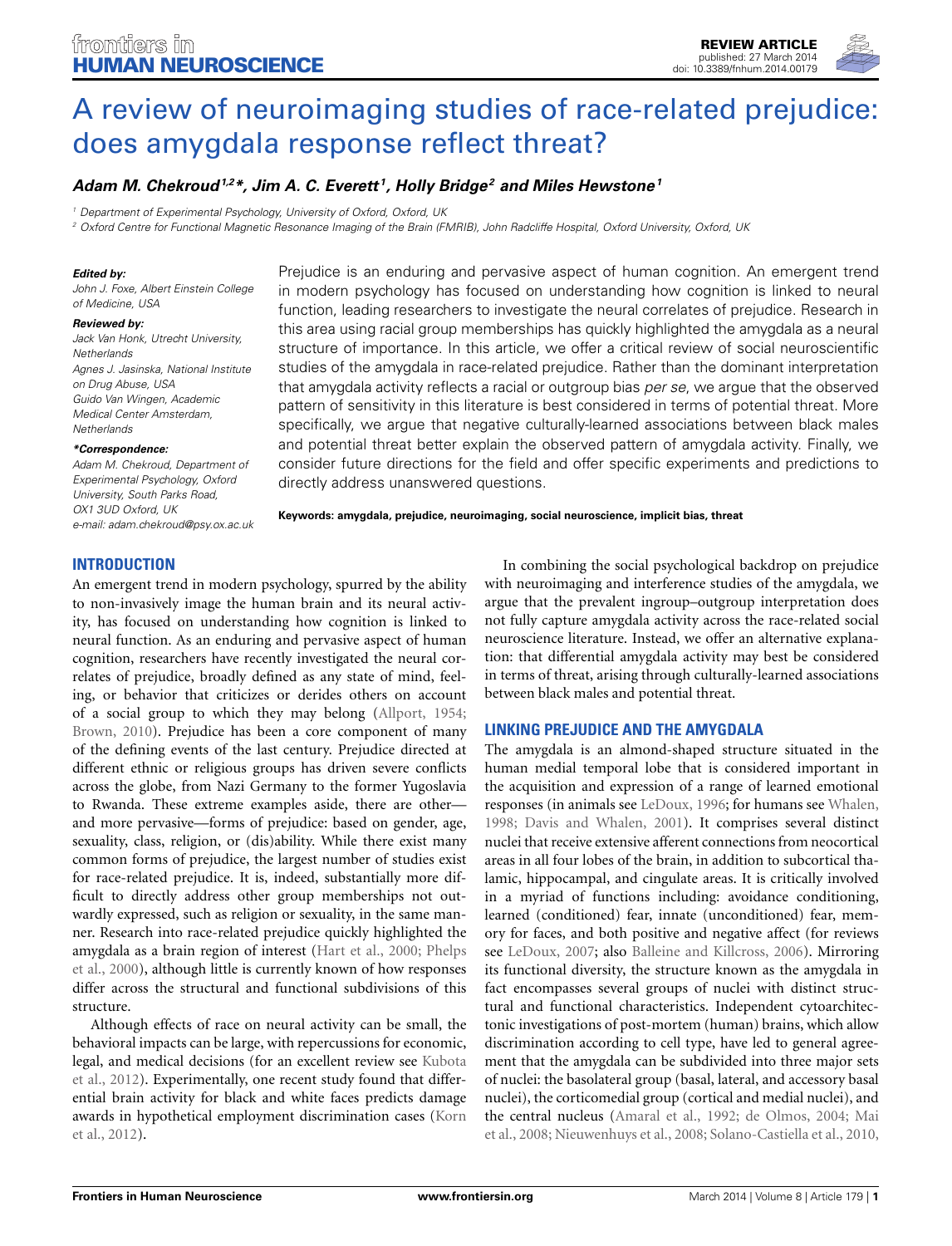REVIEW ARTICLE
published: 27 March 2014
doi: 10.3389/fnhum.2014.00179

# A review of neuroimaging studies of race-related prejudice: does amygdala response reflect threat?

***Adam M. Chekroud[1,2]\*, Jim A. C. Everett[1], Holly Bridge[2] and Miles Hewstone[1]***

[1] Department of Experimental Psychology, University of Oxford, Oxford, UK
[2] Oxford Centre for Functional Magnetic Resonance Imaging of the Brain (FMRIB), John Radcliffe Hospital, Oxford University, Oxford, UK

***Edited by:***
*John J. Foxe, Albert Einstein College of Medicine, USA*

***Reviewed by:***
*Jack Van Honk, Utrecht University, Netherlands*
*Agnes J. Jasinska, National Institute on Drug Abuse, USA*
*Guido Van Wingen, Academic Medical Center Amsterdam, Netherlands*

***\*Correspondence:***
*Adam M. Chekroud, Department of Experimental Psychology, Oxford University, South Parks Road, OX1 3UD Oxford, UK*
*e-mail: adam.chekroud@psy.ox.ac.uk*

Prejudice is an enduring and pervasive aspect of human cognition. An emergent trend in modern psychology has focused on understanding how cognition is linked to neural function, leading researchers to investigate the neural correlates of prejudice. Research in this area using racial group memberships has quickly highlighted the amygdala as a neural structure of importance. In this article, we offer a critical review of social neuroscientific studies of the amygdala in race-related prejudice. Rather than the dominant interpretation that amygdala activity reflects a racial or outgroup bias *per se*, we argue that the observed pattern of sensitivity in this literature is best considered in terms of potential threat. More specifically, we argue that negative culturally-learned associations between black males and potential threat better explain the observed pattern of amygdala activity. Finally, we consider future directions for the field and offer specific experiments and predictions to directly address unanswered questions.

**Keywords: amygdala, prejudice, neuroimaging, social neuroscience, implicit bias, threat**

## INTRODUCTION

An emergent trend in modern psychology, spurred by the ability to non-invasively image the human brain and its neural activity, has focused on understanding how cognition is linked to neural function. As an enduring and pervasive aspect of human cognition, researchers have recently investigated the neural correlates of prejudice, broadly defined as any state of mind, feeling, or behavior that criticizes or derides others on account of a social group to which they may belong (Allport, 1954; Brown, 2010). Prejudice has been a core component of many of the defining events of the last century. Prejudice directed at different ethnic or religious groups has driven severe conflicts across the globe, from Nazi Germany to the former Yugoslavia to Rwanda. These extreme examples aside, there are other—and more pervasive—forms of prejudice: based on gender, age, sexuality, class, religion, or (dis)ability. While there exist many common forms of prejudice, the largest number of studies exist for race-related prejudice. It is, indeed, substantially more difficult to directly address other group memberships not outwardly expressed, such as religion or sexuality, in the same manner. Research into race-related prejudice quickly highlighted the amygdala as a brain region of interest (Hart et al., 2000; Phelps et al., 2000), although little is currently known of how responses differ across the structural and functional subdivisions of this structure.

Although effects of race on neural activity can be small, the behavioral impacts can be large, with repercussions for economic, legal, and medical decisions (for an excellent review see Kubota et al., 2012). Experimentally, one recent study found that differential brain activity for black and white faces predicts damage awards in hypothetical employment discrimination cases (Korn et al., 2012).

In combining the social psychological backdrop on prejudice with neuroimaging and interference studies of the amygdala, we argue that the prevalent ingroup–outgroup interpretation does not fully capture amygdala activity across the race-related social neuroscience literature. Instead, we offer an alternative explanation: that differential amygdala activity may best be considered in terms of threat, arising through culturally-learned associations between black males and potential threat.

## LINKING PREJUDICE AND THE AMYGDALA

The amygdala is an almond-shaped structure situated in the human medial temporal lobe that is considered important in the acquisition and expression of a range of learned emotional responses (in animals see LeDoux, 1996; for humans see Whalen, 1998; Davis and Whalen, 2001). It comprises several distinct nuclei that receive extensive afferent connections from neocortical areas in all four lobes of the brain, in addition to subcortical thalamic, hippocampal, and cingulate areas. It is critically involved in a myriad of functions including: avoidance conditioning, learned (conditioned) fear, innate (unconditioned) fear, memory for faces, and both positive and negative affect (for reviews see LeDoux, 2007; also Balleine and Killcross, 2006). Mirroring its functional diversity, the structure known as the amygdala in fact encompasses several groups of nuclei with distinct structural and functional characteristics. Independent cytoarchitectonic investigations of post-mortem (human) brains, which allow discrimination according to cell type, have led to general agreement that the amygdala can be subdivided into three major sets of nuclei: the basolateral group (basal, lateral, and accessory basal nuclei), the corticomedial group (cortical and medial nuclei), and the central nucleus (Amaral et al., 1992; de Olmos, 2004; Mai et al., 2008; Nieuwenhuys et al., 2008; Solano-Castiella et al., 2010,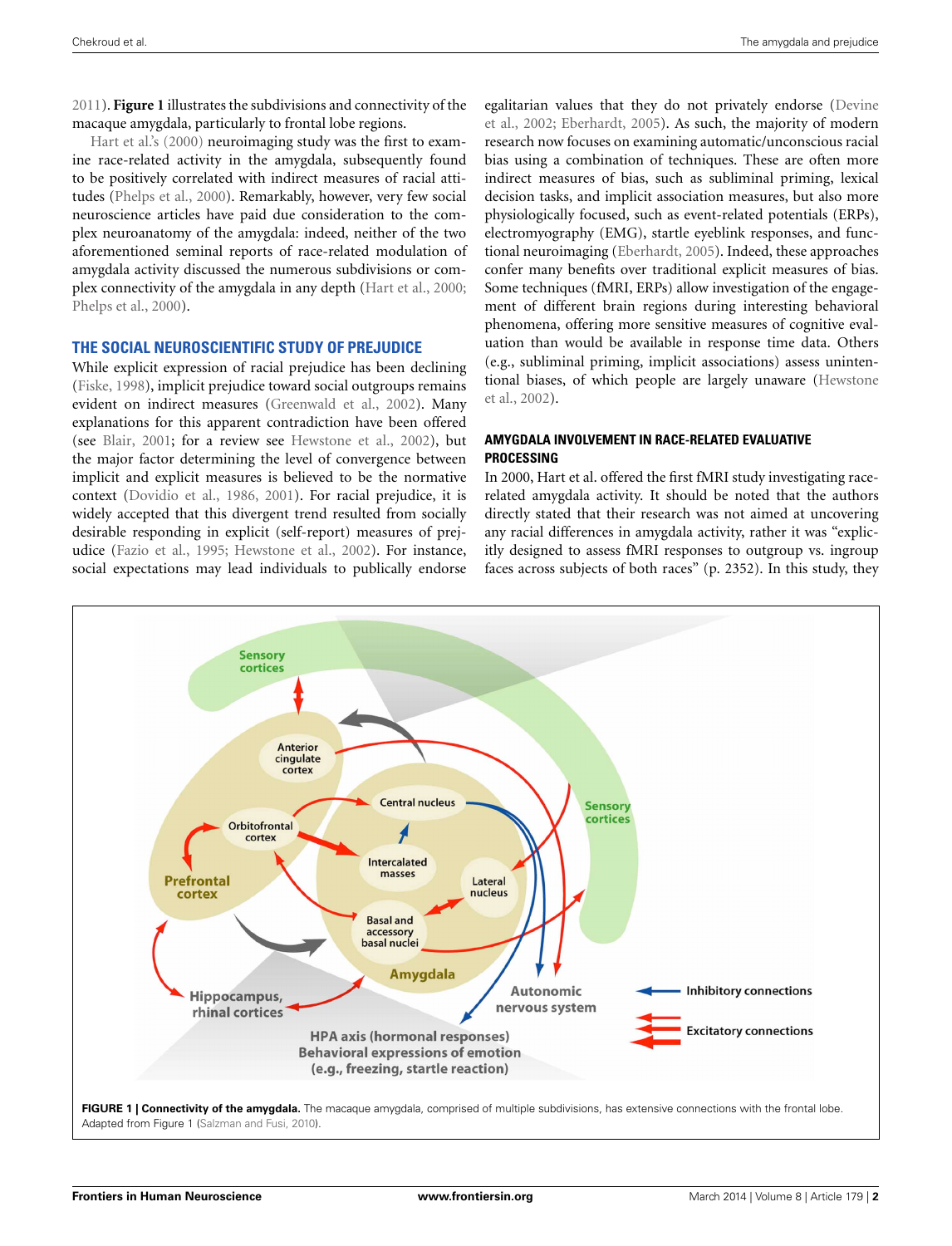2011). **Figure 1** illustrates the subdivisions and connectivity of the macaque amygdala, particularly to frontal lobe regions.

Hart et al.'s (2000) neuroimaging study was the first to examine race-related activity in the amygdala, subsequently found to be positively correlated with indirect measures of racial attitudes (Phelps et al., 2000). Remarkably, however, very few social neuroscience articles have paid due consideration to the complex neuroanatomy of the amygdala: indeed, neither of the two aforementioned seminal reports of race-related modulation of amygdala activity discussed the numerous subdivisions or complex connectivity of the amygdala in any depth (Hart et al., 2000; Phelps et al., 2000).

## THE SOCIAL NEUROSCIENTIFIC STUDY OF PREJUDICE

While explicit expression of racial prejudice has been declining (Fiske, 1998), implicit prejudice toward social outgroups remains evident on indirect measures (Greenwald et al., 2002). Many explanations for this apparent contradiction have been offered (see Blair, 2001; for a review see Hewstone et al., 2002), but the major factor determining the level of convergence between implicit and explicit measures is believed to be the normative context (Dovidio et al., 1986, 2001). For racial prejudice, it is widely accepted that this divergent trend resulted from socially desirable responding in explicit (self-report) measures of prejudice (Fazio et al., 1995; Hewstone et al., 2002). For instance, social expectations may lead individuals to publically endorse egalitarian values that they do not privately endorse (Devine et al., 2002; Eberhardt, 2005). As such, the majority of modern research now focuses on examining automatic/unconscious racial bias using a combination of techniques. These are often more indirect measures of bias, such as subliminal priming, lexical decision tasks, and implicit association measures, but also more physiologically focused, such as event-related potentials (ERPs), electromyography (EMG), startle eyeblink responses, and functional neuroimaging (Eberhardt, 2005). Indeed, these approaches confer many benefits over traditional explicit measures of bias. Some techniques (fMRI, ERPs) allow investigation of the engagement of different brain regions during interesting behavioral phenomena, offering more sensitive measures of cognitive evaluation than would be available in response time data. Others (e.g., subliminal priming, implicit associations) assess unintentional biases, of which people are largely unaware (Hewstone et al., 2002).

### AMYGDALA INVOLVEMENT IN RACE-RELATED EVALUATIVE PROCESSING

In 2000, Hart et al. offered the first fMRI study investigating race-related amygdala activity. It should be noted that the authors directly stated that their research was not aimed at uncovering any racial differences in amygdala activity, rather it was "explicitly designed to assess fMRI responses to outgroup vs. ingroup faces across subjects of both races" (p. 2352). In this study, they

**FIGURE 1 | Connectivity of the amygdala.** The macaque amygdala, comprised of multiple subdivisions, has extensive connections with the frontal lobe. Adapted from Figure 1 (Salzman and Fusi, 2010).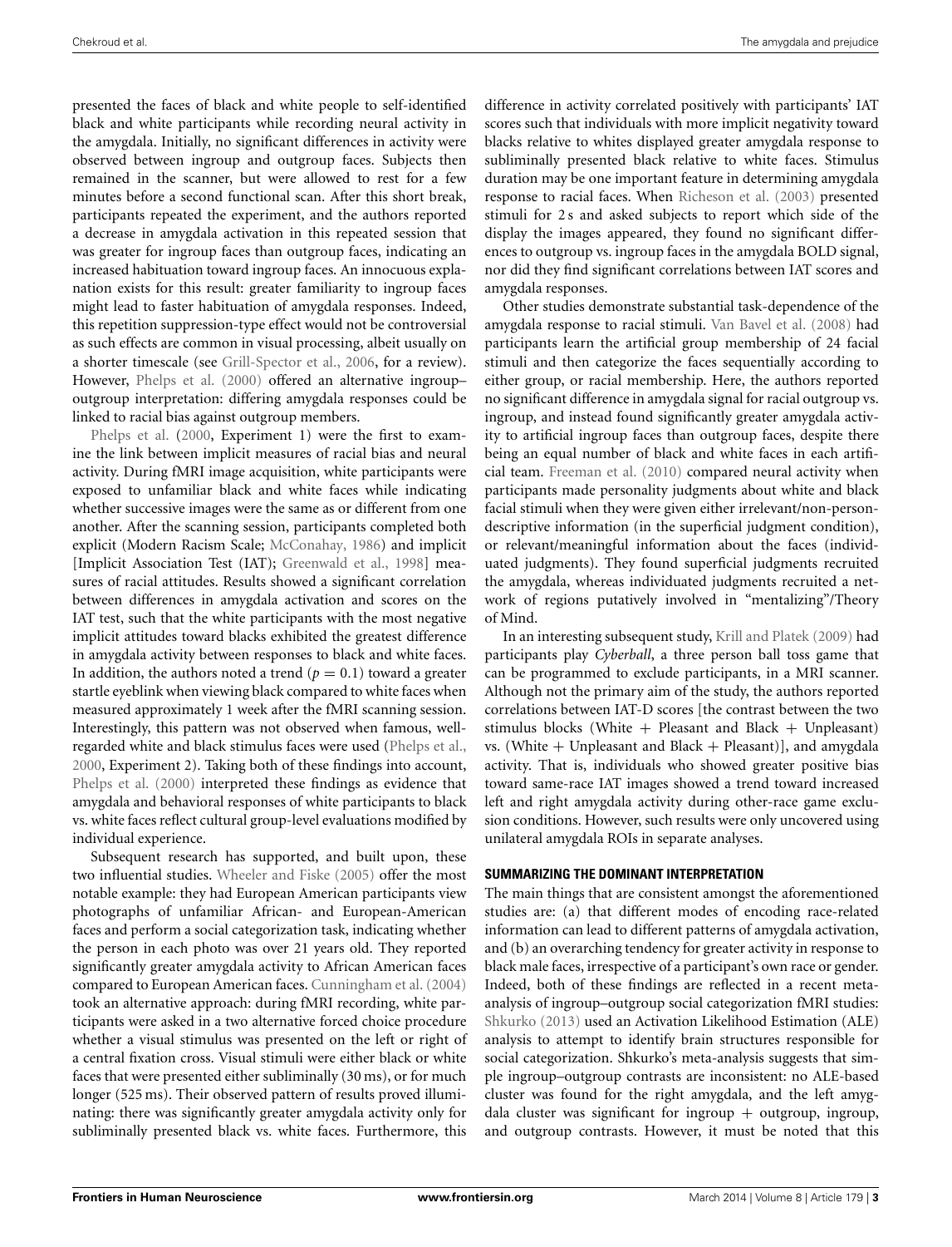presented the faces of black and white people to self-identified black and white participants while recording neural activity in the amygdala. Initially, no significant differences in activity were observed between ingroup and outgroup faces. Subjects then remained in the scanner, but were allowed to rest for a few minutes before a second functional scan. After this short break, participants repeated the experiment, and the authors reported a decrease in amygdala activation in this repeated session that was greater for ingroup faces than outgroup faces, indicating an increased habituation toward ingroup faces. An innocuous explanation exists for this result: greater familiarity to ingroup faces might lead to faster habituation of amygdala responses. Indeed, this repetition suppression-type effect would not be controversial as such effects are common in visual processing, albeit usually on a shorter timescale (see Grill-Spector et al., 2006, for a review). However, Phelps et al. (2000) offered an alternative ingroup–outgroup interpretation: differing amygdala responses could be linked to racial bias against outgroup members.

Phelps et al. (2000, Experiment 1) were the first to examine the link between implicit measures of racial bias and neural activity. During fMRI image acquisition, white participants were exposed to unfamiliar black and white faces while indicating whether successive images were the same as or different from one another. After the scanning session, participants completed both explicit (Modern Racism Scale; McConahay, 1986) and implicit [Implicit Association Test (IAT); Greenwald et al., 1998] measures of racial attitudes. Results showed a significant correlation between differences in amygdala activation and scores on the IAT test, such that the white participants with the most negative implicit attitudes toward blacks exhibited the greatest difference in amygdala activity between responses to black and white faces. In addition, the authors noted a trend ($p = 0.1$) toward a greater startle eyeblink when viewing black compared to white faces when measured approximately 1 week after the fMRI scanning session. Interestingly, this pattern was not observed when famous, well-regarded white and black stimulus faces were used (Phelps et al., 2000, Experiment 2). Taking both of these findings into account, Phelps et al. (2000) interpreted these findings as evidence that amygdala and behavioral responses of white participants to black vs. white faces reflect cultural group-level evaluations modified by individual experience.

Subsequent research has supported, and built upon, these two influential studies. Wheeler and Fiske (2005) offer the most notable example: they had European American participants view photographs of unfamiliar African- and European-American faces and perform a social categorization task, indicating whether the person in each photo was over 21 years old. They reported significantly greater amygdala activity to African American faces compared to European American faces. Cunningham et al. (2004) took an alternative approach: during fMRI recording, white participants were asked in a two alternative forced choice procedure whether a visual stimulus was presented on the left or right of a central fixation cross. Visual stimuli were either black or white faces that were presented either subliminally (30 ms), or for much longer (525 ms). Their observed pattern of results proved illuminating: there was significantly greater amygdala activity only for subliminally presented black vs. white faces. Furthermore, this difference in activity correlated positively with participants' IAT scores such that individuals with more implicit negativity toward blacks relative to whites displayed greater amygdala response to subliminally presented black relative to white faces. Stimulus duration may be one important feature in determining amygdala response to racial faces. When Richeson et al. (2003) presented stimuli for 2 s and asked subjects to report which side of the display the images appeared, they found no significant differences to outgroup vs. ingroup faces in the amygdala BOLD signal, nor did they find significant correlations between IAT scores and amygdala responses.

Other studies demonstrate substantial task-dependence of the amygdala response to racial stimuli. Van Bavel et al. (2008) had participants learn the artificial group membership of 24 facial stimuli and then categorize the faces sequentially according to either group, or racial membership. Here, the authors reported no significant difference in amygdala signal for racial outgroup vs. ingroup, and instead found significantly greater amygdala activity to artificial ingroup faces than outgroup faces, despite there being an equal number of black and white faces in each artificial team. Freeman et al. (2010) compared neural activity when participants made personality judgments about white and black facial stimuli when they were given either irrelevant/non-person-descriptive information (in the superficial judgment condition), or relevant/meaningful information about the faces (individuated judgments). They found superficial judgments recruited the amygdala, whereas individuated judgments recruited a network of regions putatively involved in "mentalizing"/Theory of Mind.

In an interesting subsequent study, Krill and Platek (2009) had participants play *Cyberball*, a three person ball toss game that can be programmed to exclude participants, in a MRI scanner. Although not the primary aim of the study, the authors reported correlations between IAT-D scores [the contrast between the two stimulus blocks (White + Pleasant and Black + Unpleasant) vs. (White + Unpleasant and Black + Pleasant)], and amygdala activity. That is, individuals who showed greater positive bias toward same-race IAT images showed a trend toward increased left and right amygdala activity during other-race game exclusion conditions. However, such results were only uncovered using unilateral amygdala ROIs in separate analyses.

### SUMMARIZING THE DOMINANT INTERPRETATION

The main things that are consistent amongst the aforementioned studies are: (a) that different modes of encoding race-related information can lead to different patterns of amygdala activation, and (b) an overarching tendency for greater activity in response to black male faces, irrespective of a participant's own race or gender. Indeed, both of these findings are reflected in a recent meta-analysis of ingroup–outgroup social categorization fMRI studies: Shkurko (2013) used an Activation Likelihood Estimation (ALE) analysis to attempt to identify brain structures responsible for social categorization. Shkurko's meta-analysis suggests that simple ingroup–outgroup contrasts are inconsistent: no ALE-based cluster was found for the right amygdala, and the left amygdala cluster was significant for ingroup + outgroup, ingroup, and outgroup contrasts. However, it must be noted that this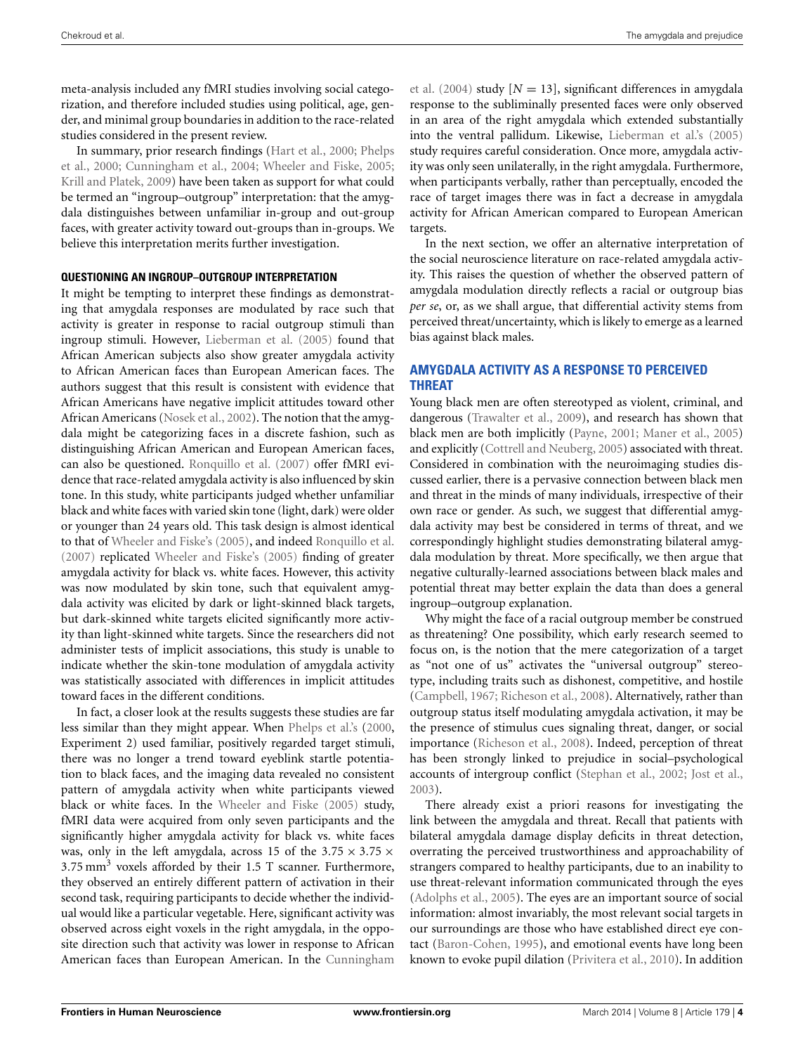meta-analysis included any fMRI studies involving social categorization, and therefore included studies using political, age, gender, and minimal group boundaries in addition to the race-related studies considered in the present review.

In summary, prior research findings (Hart et al., 2000; Phelps et al., 2000; Cunningham et al., 2004; Wheeler and Fiske, 2005; Krill and Platek, 2009) have been taken as support for what could be termed an "ingroup–outgroup" interpretation: that the amygdala distinguishes between unfamiliar in-group and out-group faces, with greater activity toward out-groups than in-groups. We believe this interpretation merits further investigation.

## QUESTIONING AN INGROUP–OUTGROUP INTERPRETATION

It might be tempting to interpret these findings as demonstrating that amygdala responses are modulated by race such that activity is greater in response to racial outgroup stimuli than ingroup stimuli. However, Lieberman et al. (2005) found that African American subjects also show greater amygdala activity to African American faces than European American faces. The authors suggest that this result is consistent with evidence that African Americans have negative implicit attitudes toward other African Americans (Nosek et al., 2002). The notion that the amygdala might be categorizing faces in a discrete fashion, such as distinguishing African American and European American faces, can also be questioned. Ronquillo et al. (2007) offer fMRI evidence that race-related amygdala activity is also influenced by skin tone. In this study, white participants judged whether unfamiliar black and white faces with varied skin tone (light, dark) were older or younger than 24 years old. This task design is almost identical to that of Wheeler and Fiske's (2005), and indeed Ronquillo et al. (2007) replicated Wheeler and Fiske's (2005) finding of greater amygdala activity for black vs. white faces. However, this activity was now modulated by skin tone, such that equivalent amygdala activity was elicited by dark or light-skinned black targets, but dark-skinned white targets elicited significantly more activity than light-skinned white targets. Since the researchers did not administer tests of implicit associations, this study is unable to indicate whether the skin-tone modulation of amygdala activity was statistically associated with differences in implicit attitudes toward faces in the different conditions.

In fact, a closer look at the results suggests these studies are far less similar than they might appear. When Phelps et al.'s (2000, Experiment 2) used familiar, positively regarded target stimuli, there was no longer a trend toward eyeblink startle potentiation to black faces, and the imaging data revealed no consistent pattern of amygdala activity when white participants viewed black or white faces. In the Wheeler and Fiske (2005) study, fMRI data were acquired from only seven participants and the significantly higher amygdala activity for black vs. white faces was, only in the left amygdala, across 15 of the $3.75 \times 3.75 \times 3.75\,\text{mm}^3$ voxels afforded by their 1.5 T scanner. Furthermore, they observed an entirely different pattern of activation in their second task, requiring participants to decide whether the individual would like a particular vegetable. Here, significant activity was observed across eight voxels in the right amygdala, in the opposite direction such that activity was lower in response to African American faces than European American. In the Cunningham et al. (2004) study [$N = 13$], significant differences in amygdala response to the subliminally presented faces were only observed in an area of the right amygdala which extended substantially into the ventral pallidum. Likewise, Lieberman et al.'s (2005) study requires careful consideration. Once more, amygdala activity was only seen unilaterally, in the right amygdala. Furthermore, when participants verbally, rather than perceptually, encoded the race of target images there was in fact a decrease in amygdala activity for African American compared to European American targets.

In the next section, we offer an alternative interpretation of the social neuroscience literature on race-related amygdala activity. This raises the question of whether the observed pattern of amygdala modulation directly reflects a racial or outgroup bias *per se*, or, as we shall argue, that differential activity stems from perceived threat/uncertainty, which is likely to emerge as a learned bias against black males.

## AMYGDALA ACTIVITY AS A RESPONSE TO PERCEIVED THREAT

Young black men are often stereotyped as violent, criminal, and dangerous (Trawalter et al., 2009), and research has shown that black men are both implicitly (Payne, 2001; Maner et al., 2005) and explicitly (Cottrell and Neuberg, 2005) associated with threat. Considered in combination with the neuroimaging studies discussed earlier, there is a pervasive connection between black men and threat in the minds of many individuals, irrespective of their own race or gender. As such, we suggest that differential amygdala activity may best be considered in terms of threat, and we correspondingly highlight studies demonstrating bilateral amygdala modulation by threat. More specifically, we then argue that negative culturally-learned associations between black males and potential threat may better explain the data than does a general ingroup–outgroup explanation.

Why might the face of a racial outgroup member be construed as threatening? One possibility, which early research seemed to focus on, is the notion that the mere categorization of a target as "not one of us" activates the "universal outgroup" stereotype, including traits such as dishonest, competitive, and hostile (Campbell, 1967; Richeson et al., 2008). Alternatively, rather than outgroup status itself modulating amygdala activation, it may be the presence of stimulus cues signaling threat, danger, or social importance (Richeson et al., 2008). Indeed, perception of threat has been strongly linked to prejudice in social–psychological accounts of intergroup conflict (Stephan et al., 2002; Jost et al., 2003).

There already exist a priori reasons for investigating the link between the amygdala and threat. Recall that patients with bilateral amygdala damage display deficits in threat detection, overrating the perceived trustworthiness and approachability of strangers compared to healthy participants, due to an inability to use threat-relevant information communicated through the eyes (Adolphs et al., 2005). The eyes are an important source of social information: almost invariably, the most relevant social targets in our surroundings are those who have established direct eye contact (Baron-Cohen, 1995), and emotional events have long been known to evoke pupil dilation (Privitera et al., 2010). In addition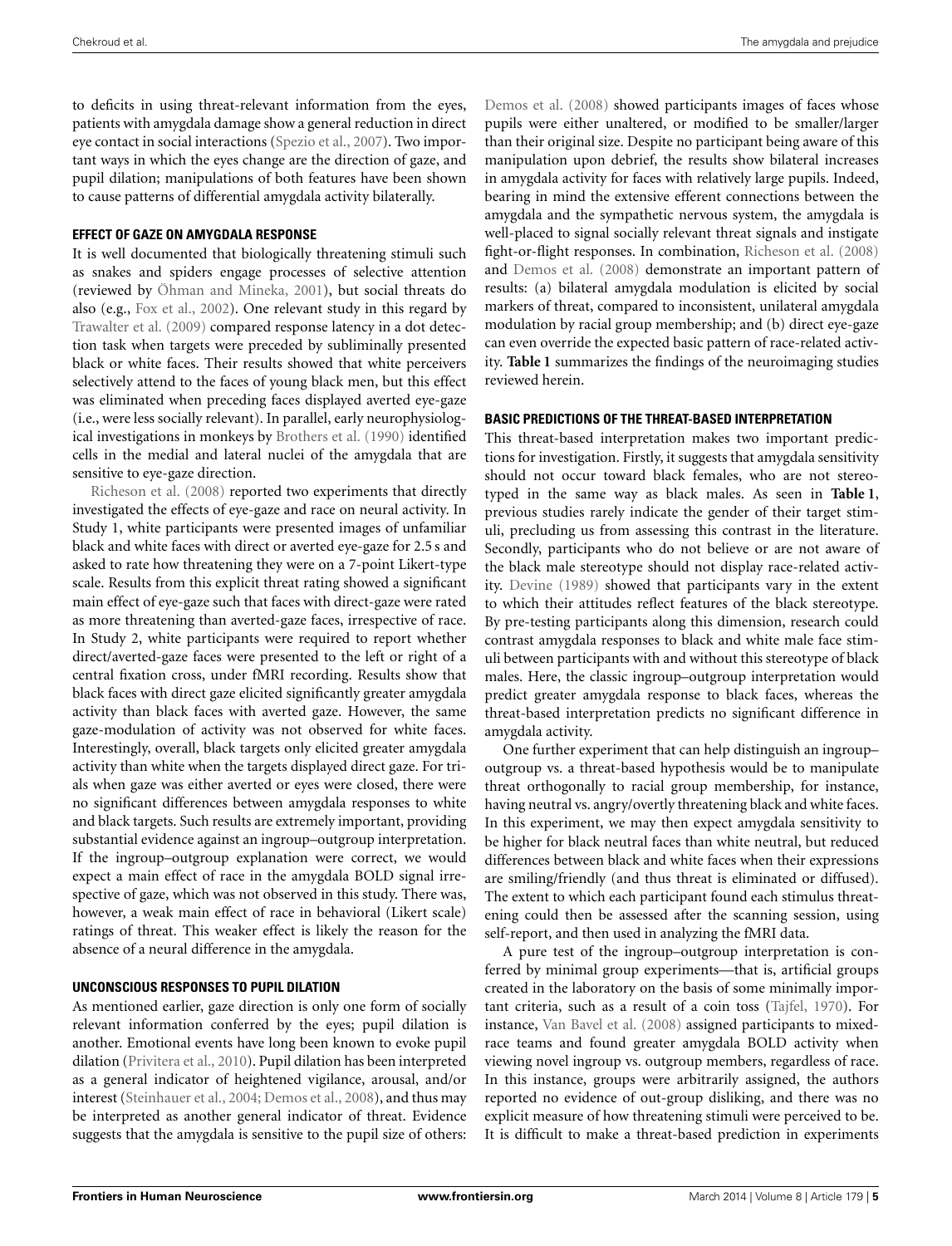to deficits in using threat-relevant information from the eyes, patients with amygdala damage show a general reduction in direct eye contact in social interactions (Spezio et al., 2007). Two important ways in which the eyes change are the direction of gaze, and pupil dilation; manipulations of both features have been shown to cause patterns of differential amygdala activity bilaterally.

### EFFECT OF GAZE ON AMYGDALA RESPONSE

It is well documented that biologically threatening stimuli such as snakes and spiders engage processes of selective attention (reviewed by Öhman and Mineka, 2001), but social threats do also (e.g., Fox et al., 2002). One relevant study in this regard by Trawalter et al. (2009) compared response latency in a dot detection task when targets were preceded by subliminally presented black or white faces. Their results showed that white perceivers selectively attend to the faces of young black men, but this effect was eliminated when preceding faces displayed averted eye-gaze (i.e., were less socially relevant). In parallel, early neurophysiological investigations in monkeys by Brothers et al. (1990) identified cells in the medial and lateral nuclei of the amygdala that are sensitive to eye-gaze direction.

Richeson et al. (2008) reported two experiments that directly investigated the effects of eye-gaze and race on neural activity. In Study 1, white participants were presented images of unfamiliar black and white faces with direct or averted eye-gaze for 2.5 s and asked to rate how threatening they were on a 7-point Likert-type scale. Results from this explicit threat rating showed a significant main effect of eye-gaze such that faces with direct-gaze were rated as more threatening than averted-gaze faces, irrespective of race. In Study 2, white participants were required to report whether direct/averted-gaze faces were presented to the left or right of a central fixation cross, under fMRI recording. Results show that black faces with direct gaze elicited significantly greater amygdala activity than black faces with averted gaze. However, the same gaze-modulation of activity was not observed for white faces. Interestingly, overall, black targets only elicited greater amygdala activity than white when the targets displayed direct gaze. For trials when gaze was either averted or eyes were closed, there were no significant differences between amygdala responses to white and black targets. Such results are extremely important, providing substantial evidence against an ingroup–outgroup interpretation. If the ingroup–outgroup explanation were correct, we would expect a main effect of race in the amygdala BOLD signal irrespective of gaze, which was not observed in this study. There was, however, a weak main effect of race in behavioral (Likert scale) ratings of threat. This weaker effect is likely the reason for the absence of a neural difference in the amygdala.

### UNCONSCIOUS RESPONSES TO PUPIL DILATION

As mentioned earlier, gaze direction is only one form of socially relevant information conferred by the eyes; pupil dilation is another. Emotional events have long been known to evoke pupil dilation (Privitera et al., 2010). Pupil dilation has been interpreted as a general indicator of heightened vigilance, arousal, and/or interest (Steinhauer et al., 2004; Demos et al., 2008), and thus may be interpreted as another general indicator of threat. Evidence suggests that the amygdala is sensitive to the pupil size of others: Demos et al. (2008) showed participants images of faces whose pupils were either unaltered, or modified to be smaller/larger than their original size. Despite no participant being aware of this manipulation upon debrief, the results show bilateral increases in amygdala activity for faces with relatively large pupils. Indeed, bearing in mind the extensive efferent connections between the amygdala and the sympathetic nervous system, the amygdala is well-placed to signal socially relevant threat signals and instigate fight-or-flight responses. In combination, Richeson et al. (2008) and Demos et al. (2008) demonstrate an important pattern of results: (a) bilateral amygdala modulation is elicited by social markers of threat, compared to inconsistent, unilateral amygdala modulation by racial group membership; and (b) direct eye-gaze can even override the expected basic pattern of race-related activity. **Table 1** summarizes the findings of the neuroimaging studies reviewed herein.

### BASIC PREDICTIONS OF THE THREAT-BASED INTERPRETATION

This threat-based interpretation makes two important predictions for investigation. Firstly, it suggests that amygdala sensitivity should not occur toward black females, who are not stereotyped in the same way as black males. As seen in **Table 1**, previous studies rarely indicate the gender of their target stimuli, precluding us from assessing this contrast in the literature. Secondly, participants who do not believe or are not aware of the black male stereotype should not display race-related activity. Devine (1989) showed that participants vary in the extent to which their attitudes reflect features of the black stereotype. By pre-testing participants along this dimension, research could contrast amygdala responses to black and white male face stimuli between participants with and without this stereotype of black males. Here, the classic ingroup–outgroup interpretation would predict greater amygdala response to black faces, whereas the threat-based interpretation predicts no significant difference in amygdala activity.

One further experiment that can help distinguish an ingroup–outgroup vs. a threat-based hypothesis would be to manipulate threat orthogonally to racial group membership, for instance, having neutral vs. angry/overtly threatening black and white faces. In this experiment, we may then expect amygdala sensitivity to be higher for black neutral faces than white neutral, but reduced differences between black and white faces when their expressions are smiling/friendly (and thus threat is eliminated or diffused). The extent to which each participant found each stimulus threatening could then be assessed after the scanning session, using self-report, and then used in analyzing the fMRI data.

A pure test of the ingroup–outgroup interpretation is conferred by minimal group experiments—that is, artificial groups created in the laboratory on the basis of some minimally important criteria, such as a result of a coin toss (Tajfel, 1970). For instance, Van Bavel et al. (2008) assigned participants to mixed-race teams and found greater amygdala BOLD activity when viewing novel ingroup vs. outgroup members, regardless of race. In this instance, groups were arbitrarily assigned, the authors reported no evidence of out-group disliking, and there was no explicit measure of how threatening stimuli were perceived to be. It is difficult to make a threat-based prediction in experiments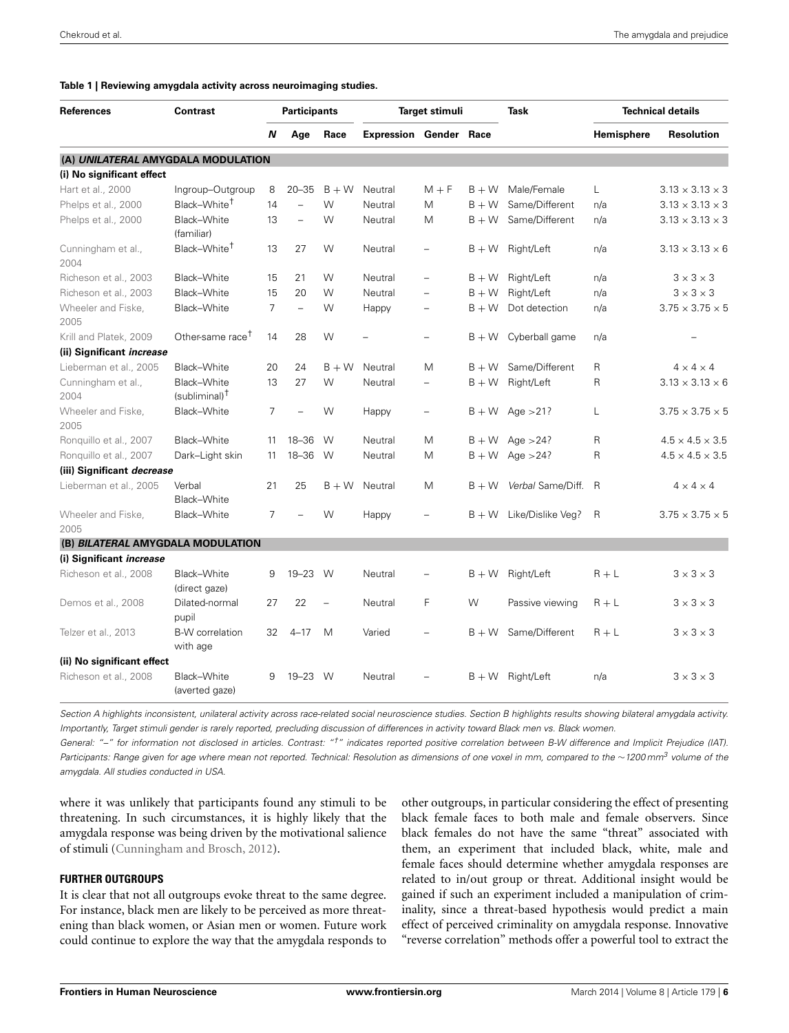**Table 1 | Reviewing amygdala activity across neuroimaging studies.**

| References | Contrast | Participants | | | Target stimuli | | | Task | Technical details | |
|---|---|---|---|---|---|---|---|---|---|---|
| | | ***N*** | **Age** | **Race** | **Expression** | **Gender** | **Race** | | **Hemisphere** | **Resolution** |
| **(A) *UNILATERAL* AMYGDALA MODULATION** | | | | | | | | | | |
| **(i) No significant effect** | | | | | | | | | | |
| Hart et al., 2000 | Ingroup–Outgroup | 8 | 20–35 | B + W | Neutral | M + F | B + W | Male/Female | L | 3.13 × 3.13 × 3 |
| Phelps et al., 2000 | Black–White[†] | 14 | – | W | Neutral | M | B + W | Same/Different | n/a | 3.13 × 3.13 × 3 |
| Phelps et al., 2000 | Black–White (familiar) | 13 | – | W | Neutral | M | B + W | Same/Different | n/a | 3.13 × 3.13 × 3 |
| Cunningham et al., 2004 | Black–White[†] | 13 | 27 | W | Neutral | – | B + W | Right/Left | n/a | 3.13 × 3.13 × 6 |
| Richeson et al., 2003 | Black–White | 15 | 21 | W | Neutral | – | B + W | Right/Left | n/a | 3 × 3 × 3 |
| Richeson et al., 2003 | Black–White | 15 | 20 | W | Neutral | – | B + W | Right/Left | n/a | 3 × 3 × 3 |
| Wheeler and Fiske, 2005 | Black–White | 7 | – | W | Happy | – | B + W | Dot detection | n/a | 3.75 × 3.75 × 5 |
| Krill and Platek, 2009 | Other-same race[†] | 14 | 28 | W | – | – | B + W | Cyberball game | n/a | – |
| **(ii) Significant *increase*** | | | | | | | | | | |
| Lieberman et al., 2005 | Black–White | 20 | 24 | B + W | Neutral | M | B + W | Same/Different | R | 4 × 4 × 4 |
| Cunningham et al., 2004 | Black–White (subliminal)[†] | 13 | 27 | W | Neutral | – | B + W | Right/Left | R | 3.13 × 3.13 × 6 |
| Wheeler and Fiske, 2005 | Black–White | 7 | – | W | Happy | – | B + W | Age >21? | L | 3.75 × 3.75 × 5 |
| Ronquillo et al., 2007 | Black–White | 11 | 18–36 | W | Neutral | M | B + W | Age >24? | R | 4.5 × 4.5 × 3.5 |
| Ronquillo et al., 2007 | Dark–Light skin | 11 | 18–36 | W | Neutral | M | B + W | Age >24? | R | 4.5 × 4.5 × 3.5 |
| **(iii) Significant *decrease*** | | | | | | | | | | |
| Lieberman et al., 2005 | Verbal Black–White | 21 | 25 | B + W | Neutral | M | B + W | *Verbal* Same/Diff. | R | 4 × 4 × 4 |
| Wheeler and Fiske, 2005 | Black–White | 7 | – | W | Happy | – | B + W | Like/Dislike Veg? | R | 3.75 × 3.75 × 5 |
| **(B) *BILATERAL* AMYGDALA MODULATION** | | | | | | | | | | |
| **(i) Significant *increase*** | | | | | | | | | | |
| Richeson et al., 2008 | Black–White (direct gaze) | 9 | 19–23 | W | Neutral | – | B + W | Right/Left | R + L | 3 × 3 × 3 |
| Demos et al., 2008 | Dilated-normal pupil | 27 | 22 | – | Neutral | F | W | Passive viewing | R + L | 3 × 3 × 3 |
| Telzer et al., 2013 | B-W correlation with age | 32 | 4–17 | M | Varied | – | B + W | Same/Different | R + L | 3 × 3 × 3 |
| **(ii) No significant effect** | | | | | | | | | | |
| Richeson et al., 2008 | Black–White (averted gaze) | 9 | 19–23 | W | Neutral | – | B + W | Right/Left | n/a | 3 × 3 × 3 |

*Section A highlights inconsistent, unilateral activity across race-related social neuroscience studies. Section B highlights results showing bilateral amygdala activity. Importantly, Target stimuli gender is rarely reported, precluding discussion of differences in activity toward Black men vs. Black women.*

*General: "–" for information not disclosed in articles. Contrast: "†" indicates reported positive correlation between B-W difference and Implicit Prejudice (IAT). Participants: Range given for age where mean not reported. Technical: Resolution as dimensions of one voxel in mm, compared to the ∼1200 mm³ volume of the amygdala. All studies conducted in USA.*

where it was unlikely that participants found any stimuli to be threatening. In such circumstances, it is highly likely that the amygdala response was being driven by the motivational salience of stimuli (Cunningham and Brosch, 2012).

### FURTHER OUTGROUPS

It is clear that not all outgroups evoke threat to the same degree. For instance, black men are likely to be perceived as more threatening than black women, or Asian men or women. Future work could continue to explore the way that the amygdala responds to other outgroups, in particular considering the effect of presenting black female faces to both male and female observers. Since black females do not have the same "threat" associated with them, an experiment that included black, white, male and female faces should determine whether amygdala responses are related to in/out group or threat. Additional insight would be gained if such an experiment included a manipulation of criminality, since a threat-based hypothesis would predict a main effect of perceived criminality on amygdala response. Innovative "reverse correlation" methods offer a powerful tool to extract the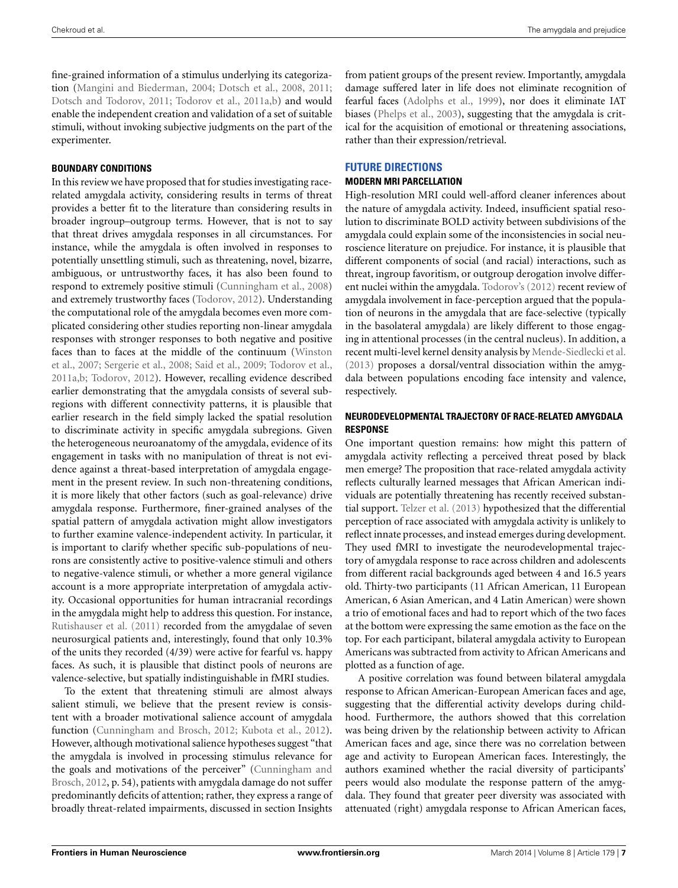fine-grained information of a stimulus underlying its categorization (Mangini and Biederman, 2004; Dotsch et al., 2008, 2011; Dotsch and Todorov, 2011; Todorov et al., 2011a,b) and would enable the independent creation and validation of a set of suitable stimuli, without invoking subjective judgments on the part of the experimenter.

### BOUNDARY CONDITIONS

In this review we have proposed that for studies investigating race-related amygdala activity, considering results in terms of threat provides a better fit to the literature than considering results in broader ingroup–outgroup terms. However, that is not to say that threat drives amygdala responses in all circumstances. For instance, while the amygdala is often involved in responses to potentially unsettling stimuli, such as threatening, novel, bizarre, ambiguous, or untrustworthy faces, it has also been found to respond to extremely positive stimuli (Cunningham et al., 2008) and extremely trustworthy faces (Todorov, 2012). Understanding the computational role of the amygdala becomes even more complicated considering other studies reporting non-linear amygdala responses with stronger responses to both negative and positive faces than to faces at the middle of the continuum (Winston et al., 2007; Sergerie et al., 2008; Said et al., 2009; Todorov et al., 2011a,b; Todorov, 2012). However, recalling evidence described earlier demonstrating that the amygdala consists of several subregions with different connectivity patterns, it is plausible that earlier research in the field simply lacked the spatial resolution to discriminate activity in specific amygdala subregions. Given the heterogeneous neuroanatomy of the amygdala, evidence of its engagement in tasks with no manipulation of threat is not evidence against a threat-based interpretation of amygdala engagement in the present review. In such non-threatening conditions, it is more likely that other factors (such as goal-relevance) drive amygdala response. Furthermore, finer-grained analyses of the spatial pattern of amygdala activation might allow investigators to further examine valence-independent activity. In particular, it is important to clarify whether specific sub-populations of neurons are consistently active to positive-valence stimuli and others to negative-valence stimuli, or whether a more general vigilance account is a more appropriate interpretation of amygdala activity. Occasional opportunities for human intracranial recordings in the amygdala might help to address this question. For instance, Rutishauser et al. (2011) recorded from the amygdalae of seven neurosurgical patients and, interestingly, found that only 10.3% of the units they recorded (4/39) were active for fearful vs. happy faces. As such, it is plausible that distinct pools of neurons are valence-selective, but spatially indistinguishable in fMRI studies.

To the extent that threatening stimuli are almost always salient stimuli, we believe that the present review is consistent with a broader motivational salience account of amygdala function (Cunningham and Brosch, 2012; Kubota et al., 2012). However, although motivational salience hypotheses suggest "that the amygdala is involved in processing stimulus relevance for the goals and motivations of the perceiver" (Cunningham and Brosch, 2012, p. 54), patients with amygdala damage do not suffer predominantly deficits of attention; rather, they express a range of broadly threat-related impairments, discussed in section Insights from patient groups of the present review. Importantly, amygdala damage suffered later in life does not eliminate recognition of fearful faces (Adolphs et al., 1999), nor does it eliminate IAT biases (Phelps et al., 2003), suggesting that the amygdala is critical for the acquisition of emotional or threatening associations, rather than their expression/retrieval.

## FUTURE DIRECTIONS

### MODERN MRI PARCELLATION

High-resolution MRI could well-afford cleaner inferences about the nature of amygdala activity. Indeed, insufficient spatial resolution to discriminate BOLD activity between subdivisions of the amygdala could explain some of the inconsistencies in social neuroscience literature on prejudice. For instance, it is plausible that different components of social (and racial) interactions, such as threat, ingroup favoritism, or outgroup derogation involve different nuclei within the amygdala. Todorov's (2012) recent review of amygdala involvement in face-perception argued that the population of neurons in the amygdala that are face-selective (typically in the basolateral amygdala) are likely different to those engaging in attentional processes (in the central nucleus). In addition, a recent multi-level kernel density analysis by Mende-Siedlecki et al. (2013) proposes a dorsal/ventral dissociation within the amygdala between populations encoding face intensity and valence, respectively.

### NEURODEVELOPMENTAL TRAJECTORY OF RACE-RELATED AMYGDALA RESPONSE

One important question remains: how might this pattern of amygdala activity reflecting a perceived threat posed by black men emerge? The proposition that race-related amygdala activity reflects culturally learned messages that African American individuals are potentially threatening has recently received substantial support. Telzer et al. (2013) hypothesized that the differential perception of race associated with amygdala activity is unlikely to reflect innate processes, and instead emerges during development. They used fMRI to investigate the neurodevelopmental trajectory of amygdala response to race across children and adolescents from different racial backgrounds aged between 4 and 16.5 years old. Thirty-two participants (11 African American, 11 European American, 6 Asian American, and 4 Latin American) were shown a trio of emotional faces and had to report which of the two faces at the bottom were expressing the same emotion as the face on the top. For each participant, bilateral amygdala activity to European Americans was subtracted from activity to African Americans and plotted as a function of age.

A positive correlation was found between bilateral amygdala response to African American-European American faces and age, suggesting that the differential activity develops during childhood. Furthermore, the authors showed that this correlation was being driven by the relationship between activity to African American faces and age, since there was no correlation between age and activity to European American faces. Interestingly, the authors examined whether the racial diversity of participants' peers would also modulate the response pattern of the amygdala. They found that greater peer diversity was associated with attenuated (right) amygdala response to African American faces,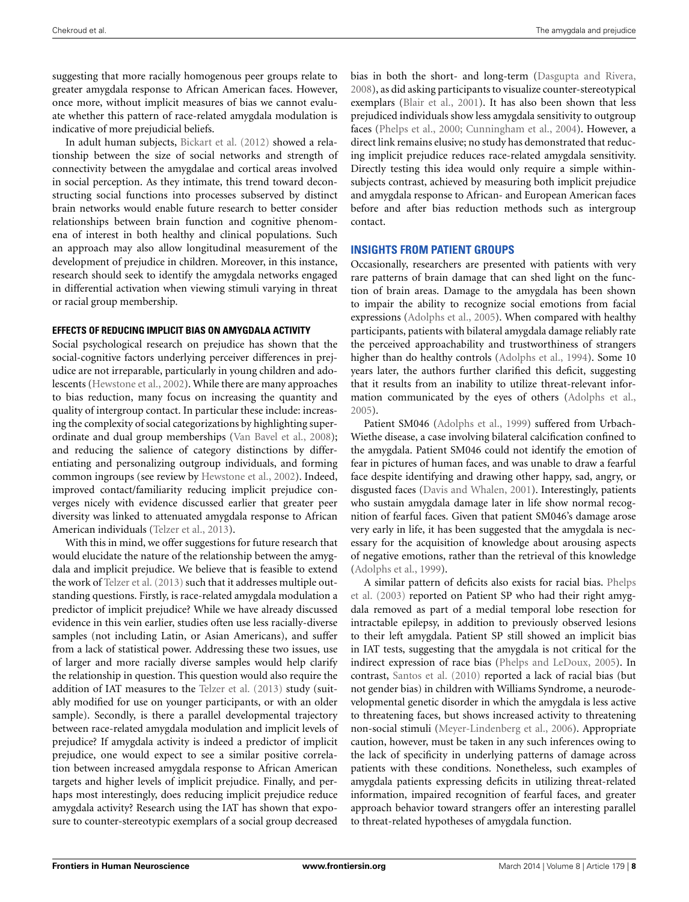suggesting that more racially homogenous peer groups relate to greater amygdala response to African American faces. However, once more, without implicit measures of bias we cannot evaluate whether this pattern of race-related amygdala modulation is indicative of more prejudicial beliefs.

In adult human subjects, Bickart et al. (2012) showed a relationship between the size of social networks and strength of connectivity between the amygdalae and cortical areas involved in social perception. As they intimate, this trend toward deconstructing social functions into processes subserved by distinct brain networks would enable future research to better consider relationships between brain function and cognitive phenomena of interest in both healthy and clinical populations. Such an approach may also allow longitudinal measurement of the development of prejudice in children. Moreover, in this instance, research should seek to identify the amygdala networks engaged in differential activation when viewing stimuli varying in threat or racial group membership.

### EFFECTS OF REDUCING IMPLICIT BIAS ON AMYGDALA ACTIVITY

Social psychological research on prejudice has shown that the social-cognitive factors underlying perceiver differences in prejudice are not irreparable, particularly in young children and adolescents (Hewstone et al., 2002). While there are many approaches to bias reduction, many focus on increasing the quantity and quality of intergroup contact. In particular these include: increasing the complexity of social categorizations by highlighting superordinate and dual group memberships (Van Bavel et al., 2008); and reducing the salience of category distinctions by differentiating and personalizing outgroup individuals, and forming common ingroups (see review by Hewstone et al., 2002). Indeed, improved contact/familiarity reducing implicit prejudice converges nicely with evidence discussed earlier that greater peer diversity was linked to attenuated amygdala response to African American individuals (Telzer et al., 2013).

With this in mind, we offer suggestions for future research that would elucidate the nature of the relationship between the amygdala and implicit prejudice. We believe that is feasible to extend the work of Telzer et al. (2013) such that it addresses multiple outstanding questions. Firstly, is race-related amygdala modulation a predictor of implicit prejudice? While we have already discussed evidence in this vein earlier, studies often use less racially-diverse samples (not including Latin, or Asian Americans), and suffer from a lack of statistical power. Addressing these two issues, use of larger and more racially diverse samples would help clarify the relationship in question. This question would also require the addition of IAT measures to the Telzer et al. (2013) study (suitably modified for use on younger participants, or with an older sample). Secondly, is there a parallel developmental trajectory between race-related amygdala modulation and implicit levels of prejudice? If amygdala activity is indeed a predictor of implicit prejudice, one would expect to see a similar positive correlation between increased amygdala response to African American targets and higher levels of implicit prejudice. Finally, and perhaps most interestingly, does reducing implicit prejudice reduce amygdala activity? Research using the IAT has shown that exposure to counter-stereotypic exemplars of a social group decreased bias in both the short- and long-term (Dasgupta and Rivera, 2008), as did asking participants to visualize counter-stereotypical exemplars (Blair et al., 2001). It has also been shown that less prejudiced individuals show less amygdala sensitivity to outgroup faces (Phelps et al., 2000; Cunningham et al., 2004). However, a direct link remains elusive; no study has demonstrated that reducing implicit prejudice reduces race-related amygdala sensitivity. Directly testing this idea would only require a simple within-subjects contrast, achieved by measuring both implicit prejudice and amygdala response to African- and European American faces before and after bias reduction methods such as intergroup contact.

## INSIGHTS FROM PATIENT GROUPS

Occasionally, researchers are presented with patients with very rare patterns of brain damage that can shed light on the function of brain areas. Damage to the amygdala has been shown to impair the ability to recognize social emotions from facial expressions (Adolphs et al., 2005). When compared with healthy participants, patients with bilateral amygdala damage reliably rate the perceived approachability and trustworthiness of strangers higher than do healthy controls (Adolphs et al., 1994). Some 10 years later, the authors further clarified this deficit, suggesting that it results from an inability to utilize threat-relevant information communicated by the eyes of others (Adolphs et al., 2005).

Patient SM046 (Adolphs et al., 1999) suffered from Urbach-Wiethe disease, a case involving bilateral calcification confined to the amygdala. Patient SM046 could not identify the emotion of fear in pictures of human faces, and was unable to draw a fearful face despite identifying and drawing other happy, sad, angry, or disgusted faces (Davis and Whalen, 2001). Interestingly, patients who sustain amygdala damage later in life show normal recognition of fearful faces. Given that patient SM046's damage arose very early in life, it has been suggested that the amygdala is necessary for the acquisition of knowledge about arousing aspects of negative emotions, rather than the retrieval of this knowledge (Adolphs et al., 1999).

A similar pattern of deficits also exists for racial bias. Phelps et al. (2003) reported on Patient SP who had their right amygdala removed as part of a medial temporal lobe resection for intractable epilepsy, in addition to previously observed lesions to their left amygdala. Patient SP still showed an implicit bias in IAT tests, suggesting that the amygdala is not critical for the indirect expression of race bias (Phelps and LeDoux, 2005). In contrast, Santos et al. (2010) reported a lack of racial bias (but not gender bias) in children with Williams Syndrome, a neurodevelopmental genetic disorder in which the amygdala is less active to threatening faces, but shows increased activity to threatening non-social stimuli (Meyer-Lindenberg et al., 2006). Appropriate caution, however, must be taken in any such inferences owing to the lack of specificity in underlying patterns of damage across patients with these conditions. Nonetheless, such examples of amygdala patients expressing deficits in utilizing threat-related information, impaired recognition of fearful faces, and greater approach behavior toward strangers offer an interesting parallel to threat-related hypotheses of amygdala function.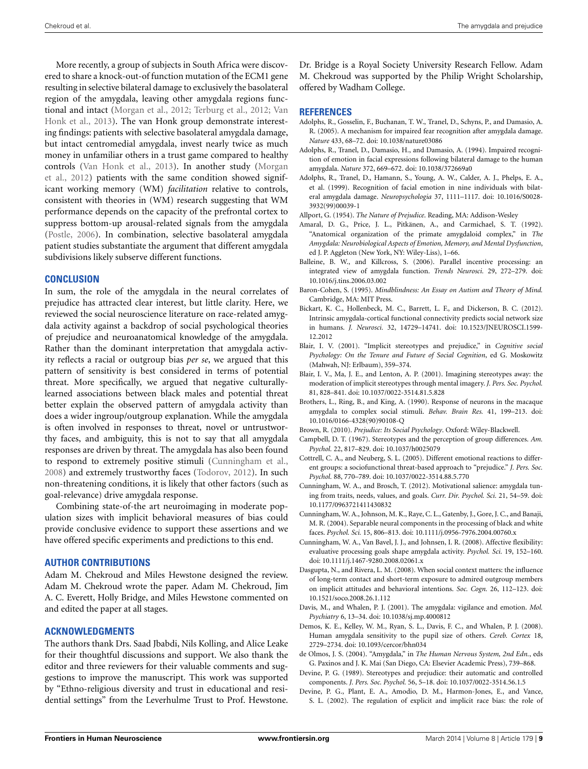More recently, a group of subjects in South Africa were discovered to share a knock-out-of-function mutation of the ECM1 gene resulting in selective bilateral damage to exclusively the basolateral region of the amygdala, leaving other amygdala regions functional and intact (Morgan et al., 2012; Terburg et al., 2012; Van Honk et al., 2013). The van Honk group demonstrate interesting findings: patients with selective basolateral amygdala damage, but intact centromedial amygdala, invest nearly twice as much money in unfamiliar others in a trust game compared to healthy controls (Van Honk et al., 2013). In another study (Morgan et al., 2012) patients with the same condition showed significant working memory (WM) *facilitation* relative to controls, consistent with theories in (WM) research suggesting that WM performance depends on the capacity of the prefrontal cortex to suppress bottom-up arousal-related signals from the amygdala (Postle, 2006). In combination, selective basolateral amygdala patient studies substantiate the argument that different amygdala subdivisions likely subserve different functions.

## CONCLUSION

In sum, the role of the amygdala in the neural correlates of prejudice has attracted clear interest, but little clarity. Here, we reviewed the social neuroscience literature on race-related amygdala activity against a backdrop of social psychological theories of prejudice and neuroanatomical knowledge of the amygdala. Rather than the dominant interpretation that amygdala activity reflects a racial or outgroup bias *per se*, we argued that this pattern of sensitivity is best considered in terms of potential threat. More specifically, we argued that negative culturally-learned associations between black males and potential threat better explain the observed pattern of amygdala activity than does a wider ingroup/outgroup explanation. While the amygdala is often involved in responses to threat, novel or untrustworthy faces, and ambiguity, this is not to say that all amygdala responses are driven by threat. The amygdala has also been found to respond to extremely positive stimuli (Cunningham et al., 2008) and extremely trustworthy faces (Todorov, 2012). In such non-threatening conditions, it is likely that other factors (such as goal-relevance) drive amygdala response.

Combining state-of-the art neuroimaging in moderate population sizes with implicit behavioral measures of bias could provide conclusive evidence to support these assertions and we have offered specific experiments and predictions to this end.

## AUTHOR CONTRIBUTIONS

Adam M. Chekroud and Miles Hewstone designed the review. Adam M. Chekroud wrote the paper. Adam M. Chekroud, Jim A. C. Everett, Holly Bridge, and Miles Hewstone commented on and edited the paper at all stages.

## ACKNOWLEDGMENTS

The authors thank Drs. Saad Jbabdi, Nils Kolling, and Alice Leake for their thoughtful discussions and support. We also thank the editor and three reviewers for their valuable comments and suggestions to improve the manuscript. This work was supported by "Ethno-religious diversity and trust in educational and residential settings" from the Leverhulme Trust to Prof. Hewstone. Dr. Bridge is a Royal Society University Research Fellow. Adam M. Chekroud was supported by the Philip Wright Scholarship, offered by Wadham College.

## REFERENCES

Adolphs, R., Gosselin, F., Buchanan, T. W., Tranel, D., Schyns, P., and Damasio, A. R. (2005). A mechanism for impaired fear recognition after amygdala damage. *Nature* 433, 68–72. doi: 10.1038/nature03086

Adolphs, R., Tranel, D., Damasio, H., and Damasio, A. (1994). Impaired recognition of emotion in facial expressions following bilateral damage to the human amygdala. *Nature* 372, 669–672. doi: 10.1038/372669a0

Adolphs, R., Tranel, D., Hamann, S., Young, A. W., Calder, A. J., Phelps, E. A., et al. (1999). Recognition of facial emotion in nine individuals with bilateral amygdala damage. *Neuropsychologia* 37, 1111–1117. doi: 10.1016/S0028-3932(99)00039-1

Allport, G. (1954). *The Nature of Prejudice.* Reading, MA: Addison-Wesley

Amaral, D. G., Price, J. L., Pitkänen, A., and Carmichael, S. T. (1992). "Anatomical organization of the primate amygdaloid complex," in *The Amygdala: Neurobiological Aspects of Emotion, Memory, and Mental Dysfunction*, ed J. P. Aggleton (New York, NY: Wiley-Liss), 1–66.

Balleine, B. W., and Killcross, S. (2006). Parallel incentive processing: an integrated view of amygdala function. *Trends Neurosci.* 29, 272–279. doi: 10.1016/j.tins.2006.03.002

Baron-Cohen, S. (1995). *Mindblindness: An Essay on Autism and Theory of Mind.* Cambridge, MA: MIT Press.

Bickart, K. C., Hollenbeck, M. C., Barrett, L. F., and Dickerson, B. C. (2012). Intrinsic amygdala-cortical functional connectivity predicts social network size in humans. *J. Neurosci.* 32, 14729–14741. doi: 10.1523/JNEUROSCI.1599-12.2012

Blair, I. V. (2001). "Implicit stereotypes and prejudice," in *Cognitive social Psychology: On the Tenure and Future of Social Cognition*, ed G. Moskowitz (Mahwah, NJ: Erlbaum), 359–374.

Blair, I. V., Ma, J. E., and Lenton, A. P. (2001). Imagining stereotypes away: the moderation of implicit stereotypes through mental imagery. *J. Pers. Soc. Psychol.* 81, 828–841. doi: 10.1037/0022-3514.81.5.828

Brothers, L., Ring, B., and King, A. (1990). Response of neurons in the macaque amygdala to complex social stimuli. *Behav. Brain Res.* 41, 199–213. doi: 10.1016/0166-4328(90)90108-Q

Brown, R. (2010). *Prejudice: Its Social Psychology*. Oxford: Wiley-Blackwell.

Campbell, D. T. (1967). Stereotypes and the perception of group differences. *Am. Psychol.* 22, 817–829. doi: 10.1037/h0025079

Cottrell, C. A., and Neuberg, S. L. (2005). Different emotional reactions to different groups: a sociofunctional threat-based approach to "prejudice." *J. Pers. Soc. Psychol.* 88, 770–789. doi: 10.1037/0022-3514.88.5.770

Cunningham, W. A., and Brosch, T. (2012). Motivational salience: amygdala tuning from traits, needs, values, and goals. *Curr. Dir. Psychol. Sci.* 21, 54–59. doi: 10.1177/0963721411430832

Cunningham, W. A., Johnson, M. K., Raye, C. L., Gatenby, J., Gore, J. C., and Banaji, M. R. (2004). Separable neural components in the processing of black and white faces. *Psychol. Sci.* 15, 806–813. doi: 10.1111/j.0956-7976.2004.00760.x

Cunningham, W. A., Van Bavel, J. J., and Johnsen, I. R. (2008). Affective flexibility: evaluative processing goals shape amygdala activity. *Psychol. Sci.* 19, 152–160. doi: 10.1111/j.1467-9280.2008.02061.x

Dasgupta, N., and Rivera, L. M. (2008). When social context matters: the influence of long-term contact and short-term exposure to admired outgroup members on implicit attitudes and behavioral intentions. *Soc. Cogn.* 26, 112–123. doi: 10.1521/soco.2008.26.1.112

Davis, M., and Whalen, P. J. (2001). The amygdala: vigilance and emotion. *Mol. Psychiatry* 6, 13–34. doi: 10.1038/sj.mp.4000812

Demos, K. E., Kelley, W. M., Ryan, S. L., Davis, F. C., and Whalen, P. J. (2008). Human amygdala sensitivity to the pupil size of others. *Cereb. Cortex* 18, 2729–2734. doi: 10.1093/cercor/bhn034

de Olmos, J. S. (2004). "Amygdala," in *The Human Nervous System, 2nd Edn.*, eds G. Paxinos and J. K. Mai (San Diego, CA: Elsevier Academic Press), 739–868.

Devine, P. G. (1989). Stereotypes and prejudice: their automatic and controlled components. *J. Pers. Soc. Psychol.* 56, 5–18. doi: 10.1037/0022-3514.56.1.5

Devine, P. G., Plant, E. A., Amodio, D. M., Harmon-Jones, E., and Vance, S. L. (2002). The regulation of explicit and implicit race bias: the role of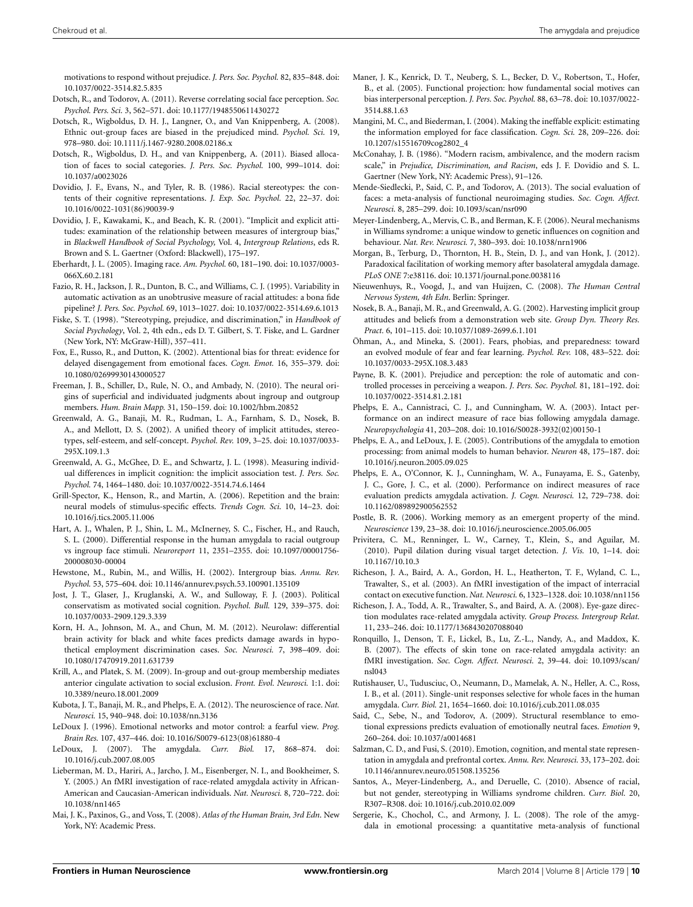motivations to respond without prejudice. *J. Pers. Soc. Psychol.* 82, 835–848. doi: 10.1037/0022-3514.82.5.835

Dotsch, R., and Todorov, A. (2011). Reverse correlating social face perception. *Soc. Psychol. Pers. Sci.* 3, 562–571. doi: 10.1177/1948550611430272

Dotsch, R., Wigboldus, D. H. J., Langner, O., and Van Knippenberg, A. (2008). Ethnic out-group faces are biased in the prejudiced mind. *Psychol. Sci.* 19, 978–980. doi: 10.1111/j.1467-9280.2008.02186.x

Dotsch, R., Wigboldus, D. H., and van Knippenberg, A. (2011). Biased allocation of faces to social categories. *J. Pers. Soc. Psychol.* 100, 999–1014. doi: 10.1037/a0023026

Dovidio, J. F., Evans, N., and Tyler, R. B. (1986). Racial stereotypes: the contents of their cognitive representations. *J. Exp. Soc. Psychol.* 22, 22–37. doi: 10.1016/0022-1031(86)90039-9

Dovidio, J. F., Kawakami, K., and Beach, K. R. (2001). "Implicit and explicit attitudes: examination of the relationship between measures of intergroup bias," in *Blackwell Handbook of Social Psychology,* Vol. 4, *Intergroup Relations*, eds R. Brown and S. L. Gaertner (Oxford: Blackwell), 175–197.

Eberhardt, J. L. (2005). Imaging race. *Am. Psychol.* 60, 181–190. doi: 10.1037/0003-066X.60.2.181

Fazio, R. H., Jackson, J. R., Dunton, B. C., and Williams, C. J. (1995). Variability in automatic activation as an unobtrusive measure of racial attitudes: a bona fide pipeline? *J. Pers. Soc. Psychol.* 69, 1013–1027. doi: 10.1037/0022-3514.69.6.1013

Fiske, S. T. (1998). "Stereotyping, prejudice, and discrimination," in *Handbook of Social Psychology*, Vol. 2, 4th edn., eds D. T. Gilbert, S. T. Fiske, and L. Gardner (New York, NY: McGraw-Hill), 357–411.

Fox, E., Russo, R., and Dutton, K. (2002). Attentional bias for threat: evidence for delayed disengagement from emotional faces. *Cogn. Emot.* 16, 355–379. doi: 10.1080/02699930143000527

Freeman, J. B., Schiller, D., Rule, N. O., and Ambady, N. (2010). The neural origins of superficial and individuated judgments about ingroup and outgroup members. *Hum. Brain Mapp.* 31, 150–159. doi: 10.1002/hbm.20852

Greenwald, A. G., Banaji, M. R., Rudman, L. A., Farnham, S. D., Nosek, B. A., and Mellott, D. S. (2002). A unified theory of implicit attitudes, stereotypes, self-esteem, and self-concept. *Psychol. Rev.* 109, 3–25. doi: 10.1037/0033-295X.109.1.3

Greenwald, A. G., McGhee, D. E., and Schwartz, J. L. (1998). Measuring individual differences in implicit cognition: the implicit association test. *J. Pers. Soc. Psychol.* 74, 1464–1480. doi: 10.1037/0022-3514.74.6.1464

Grill-Spector, K., Henson, R., and Martin, A. (2006). Repetition and the brain: neural models of stimulus-specific effects. *Trends Cogn. Sci.* 10, 14–23. doi: 10.1016/j.tics.2005.11.006

Hart, A. J., Whalen, P. J., Shin, L. M., McInerney, S. C., Fischer, H., and Rauch, S. L. (2000). Differential response in the human amygdala to racial outgroup vs ingroup face stimuli. *Neuroreport* 11, 2351–2355. doi: 10.1097/00001756-200008030-00004

Hewstone, M., Rubin, M., and Willis, H. (2002). Intergroup bias. *Annu. Rev. Psychol.* 53, 575–604. doi: 10.1146/annurev.psych.53.100901.135109

Jost, J. T., Glaser, J., Kruglanski, A. W., and Sulloway, F. J. (2003). Political conservatism as motivated social cognition. *Psychol. Bull.* 129, 339–375. doi: 10.1037/0033-2909.129.3.339

Korn, H. A., Johnson, M. A., and Chun, M. M. (2012). Neurolaw: differential brain activity for black and white faces predicts damage awards in hypothetical employment discrimination cases. *Soc. Neurosci.* 7, 398–409. doi: 10.1080/17470919.2011.631739

Krill, A., and Platek, S. M. (2009). In-group and out-group membership mediates anterior cingulate activation to social exclusion. *Front. Evol. Neurosci.* 1:1. doi: 10.3389/neuro.18.001.2009

Kubota, J. T., Banaji, M. R., and Phelps, E. A. (2012). The neuroscience of race. *Nat. Neurosci.* 15, 940–948. doi: 10.1038/nn.3136

LeDoux J. (1996). Emotional networks and motor control: a fearful view. *Prog. Brain Res.* 107, 437–446. doi: 10.1016/S0079-6123(08)61880-4

LeDoux, J. (2007). The amygdala. *Curr. Biol.* 17, 868–874. doi: 10.1016/j.cub.2007.08.005

Lieberman, M. D., Hariri, A., Jarcho, J. M., Eisenberger, N. I., and Bookheimer, S. Y. (2005.) An fMRI investigation of race-related amygdala activity in African-American and Caucasian-American individuals. *Nat. Neurosci.* 8, 720–722. doi: 10.1038/nn1465

Mai, J. K., Paxinos, G., and Voss, T. (2008). *Atlas of the Human Brain, 3rd Edn*. New York, NY: Academic Press.

Maner, J. K., Kenrick, D. T., Neuberg, S. L., Becker, D. V., Robertson, T., Hofer, B., et al. (2005). Functional projection: how fundamental social motives can bias interpersonal perception. *J. Pers. Soc. Psychol.* 88, 63–78. doi: 10.1037/0022-3514.88.1.63

Mangini, M. C., and Biederman, I. (2004). Making the ineffable explicit: estimating the information employed for face classification. *Cogn. Sci.* 28, 209–226. doi: 10.1207/s15516709cog2802_4

McConahay, J. B. (1986). "Modern racism, ambivalence, and the modern racism scale," in *Prejudice, Discrimination, and Racism*, eds J. F. Dovidio and S. L. Gaertner (New York, NY: Academic Press), 91–126.

Mende-Siedlecki, P., Said, C. P., and Todorov, A. (2013). The social evaluation of faces: a meta-analysis of functional neuroimaging studies. *Soc. Cogn. Affect. Neurosci.* 8, 285–299. doi: 10.1093/scan/nsr090

Meyer-Lindenberg, A., Mervis, C. B., and Berman, K. F. (2006). Neural mechanisms in Williams syndrome: a unique window to genetic influences on cognition and behaviour. *Nat. Rev. Neurosci.* 7, 380–393. doi: 10.1038/nrn1906

Morgan, B., Terburg, D., Thornton, H. B., Stein, D. J., and van Honk, J. (2012). Paradoxical facilitation of working memory after basolateral amygdala damage. *PLoS ONE* 7:e38116. doi: 10.1371/journal.pone.0038116

Nieuwenhuys, R., Voogd, J., and van Huijzen, C. (2008). *The Human Central Nervous System, 4th Edn*. Berlin: Springer.

Nosek, B. A., Banaji, M. R., and Greenwald, A. G. (2002). Harvesting implicit group attitudes and beliefs from a demonstration web site. *Group Dyn. Theory Res. Pract.* 6, 101–115. doi: 10.1037/1089-2699.6.1.101

Öhman, A., and Mineka, S. (2001). Fears, phobias, and preparedness: toward an evolved module of fear and fear learning. *Psychol. Rev.* 108, 483–522. doi: 10.1037/0033-295X.108.3.483

Payne, B. K. (2001). Prejudice and perception: the role of automatic and controlled processes in perceiving a weapon. *J. Pers. Soc. Psychol.* 81, 181–192. doi: 10.1037/0022-3514.81.2.181

Phelps, E. A., Cannistraci, C. J., and Cunningham, W. A. (2003). Intact performance on an indirect measure of race bias following amygdala damage. *Neuropsychologia* 41, 203–208. doi: 10.1016/S0028-3932(02)00150-1

Phelps, E. A., and LeDoux, J. E. (2005). Contributions of the amygdala to emotion processing: from animal models to human behavior. *Neuron* 48, 175–187. doi: 10.1016/j.neuron.2005.09.025

Phelps, E. A., O'Connor, K. J., Cunningham, W. A., Funayama, E. S., Gatenby, J. C., Gore, J. C., et al. (2000). Performance on indirect measures of race evaluation predicts amygdala activation. *J. Cogn. Neurosci.* 12, 729–738. doi: 10.1162/089892900562552

Postle, B. R. (2006). Working memory as an emergent property of the mind. *Neuroscience* 139, 23–38. doi: 10.1016/j.neuroscience.2005.06.005

Privitera, C. M., Renninger, L. W., Carney, T., Klein, S., and Aguilar, M. (2010). Pupil dilation during visual target detection. *J. Vis.* 10, 1–14. doi: 10.1167/10.10.3

Richeson, J. A., Baird, A. A., Gordon, H. L., Heatherton, T. F., Wyland, C. L., Trawalter, S., et al. (2003). An fMRI investigation of the impact of interracial contact on executive function. *Nat. Neurosci.* 6, 1323–1328. doi: 10.1038/nn1156

Richeson, J. A., Todd, A. R., Trawalter, S., and Baird, A. A. (2008). Eye-gaze direction modulates race-related amygdala activity. *Group Process. Intergroup Relat.* 11, 233–246. doi: 10.1177/1368430207088040

Ronquillo, J., Denson, T. F., Lickel, B., Lu, Z.-L., Nandy, A., and Maddox, K. B. (2007). The effects of skin tone on race-related amygdala activity: an fMRI investigation. *Soc. Cogn. Affect. Neurosci.* 2, 39–44. doi: 10.1093/scan/nsl043

Rutishauser, U., Tudusciuc, O., Neumann, D., Mamelak, A. N., Heller, A. C., Ross, I. B., et al. (2011). Single-unit responses selective for whole faces in the human amygdala. *Curr. Biol.* 21, 1654–1660. doi: 10.1016/j.cub.2011.08.035

Said, C., Sebe, N., and Todorov, A. (2009). Structural resemblance to emotional expressions predicts evaluation of emotionally neutral faces. *Emotion* 9, 260–264. doi: 10.1037/a0014681

Salzman, C. D., and Fusi, S. (2010). Emotion, cognition, and mental state representation in amygdala and prefrontal cortex. *Annu. Rev. Neurosci.* 33, 173–202. doi: 10.1146/annurev.neuro.051508.135256

Santos, A., Meyer-Lindenberg, A., and Deruelle, C. (2010). Absence of racial, but not gender, stereotyping in Williams syndrome children. *Curr. Biol.* 20, R307–R308. doi: 10.1016/j.cub.2010.02.009

Sergerie, K., Chochol, C., and Armony, J. L. (2008). The role of the amygdala in emotional processing: a quantitative meta-analysis of functional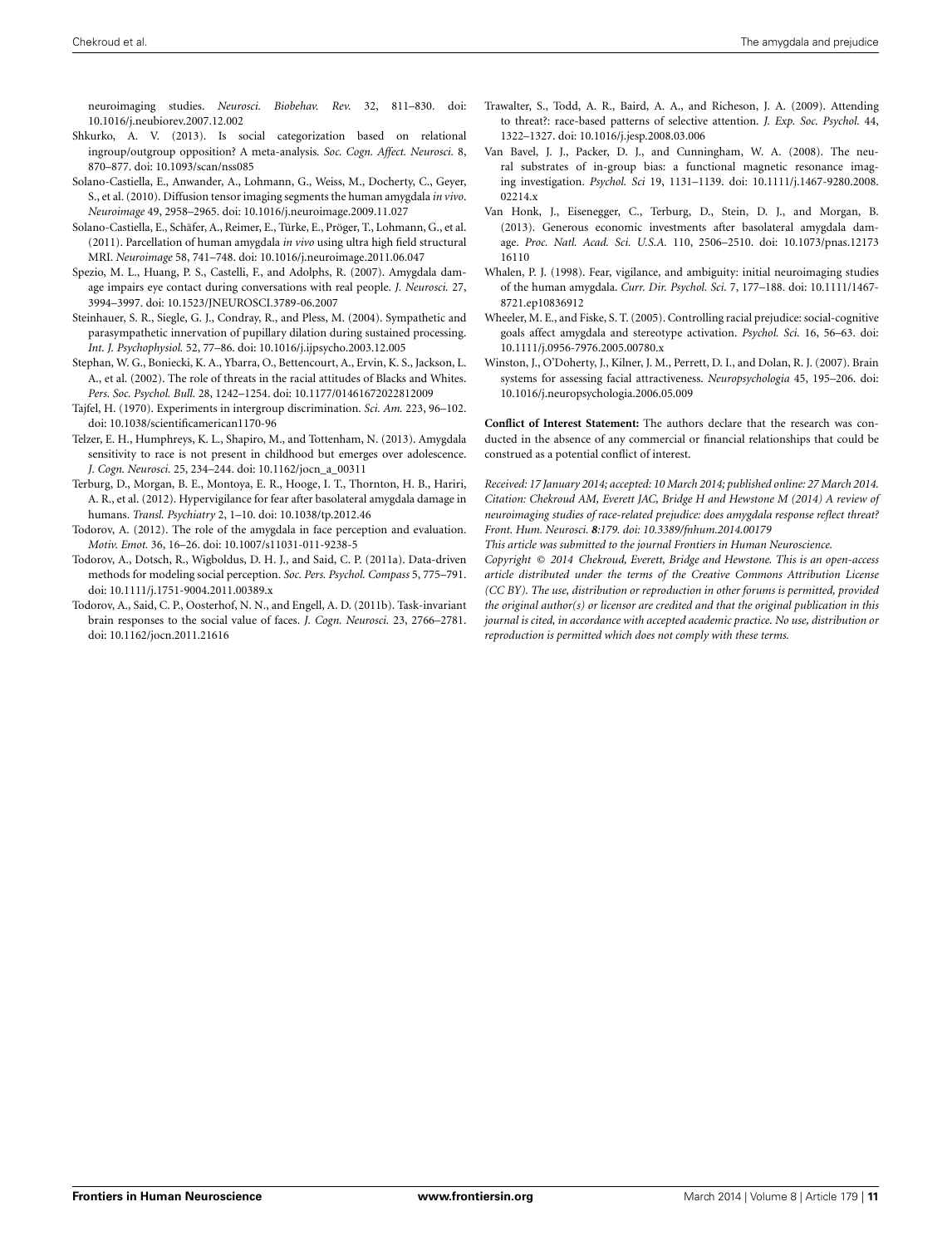neuroimaging studies. *Neurosci. Biobehav. Rev.* 32, 811–830. doi: 10.1016/j.neubiorev.2007.12.002

Shkurko, A. V. (2013). Is social categorization based on relational ingroup/outgroup opposition? A meta-analysis. *Soc. Cogn. Affect. Neurosci.* 8, 870–877. doi: 10.1093/scan/nss085

Solano-Castiella, E., Anwander, A., Lohmann, G., Weiss, M., Docherty, C., Geyer, S., et al. (2010). Diffusion tensor imaging segments the human amygdala *in vivo*. *Neuroimage* 49, 2958–2965. doi: 10.1016/j.neuroimage.2009.11.027

Solano-Castiella, E., Schäfer, A., Reimer, E., Türke, E., Pröger, T., Lohmann, G., et al. (2011). Parcellation of human amygdala *in vivo* using ultra high field structural MRI. *Neuroimage* 58, 741–748. doi: 10.1016/j.neuroimage.2011.06.047

Spezio, M. L., Huang, P. S., Castelli, F., and Adolphs, R. (2007). Amygdala damage impairs eye contact during conversations with real people. *J. Neurosci.* 27, 3994–3997. doi: 10.1523/JNEUROSCI.3789-06.2007

Steinhauer, S. R., Siegle, G. J., Condray, R., and Pless, M. (2004). Sympathetic and parasympathetic innervation of pupillary dilation during sustained processing. *Int. J. Psychophysiol.* 52, 77–86. doi: 10.1016/j.ijpsycho.2003.12.005

Stephan, W. G., Boniecki, K. A., Ybarra, O., Bettencourt, A., Ervin, K. S., Jackson, L. A., et al. (2002). The role of threats in the racial attitudes of Blacks and Whites. *Pers. Soc. Psychol. Bull.* 28, 1242–1254. doi: 10.1177/01461672022812009

Tajfel, H. (1970). Experiments in intergroup discrimination. *Sci. Am.* 223, 96–102. doi: 10.1038/scientificamerican1170-96

Telzer, E. H., Humphreys, K. L., Shapiro, M., and Tottenham, N. (2013). Amygdala sensitivity to race is not present in childhood but emerges over adolescence. *J. Cogn. Neurosci.* 25, 234–244. doi: 10.1162/jocn_a_00311

Terburg, D., Morgan, B. E., Montoya, E. R., Hooge, I. T., Thornton, H. B., Hariri, A. R., et al. (2012). Hypervigilance for fear after basolateral amygdala damage in humans. *Transl. Psychiatry* 2, 1–10. doi: 10.1038/tp.2012.46

Todorov, A. (2012). The role of the amygdala in face perception and evaluation. *Motiv. Emot.* 36, 16–26. doi: 10.1007/s11031-011-9238-5

Todorov, A., Dotsch, R., Wigboldus, D. H. J., and Said, C. P. (2011a). Data-driven methods for modeling social perception. *Soc. Pers. Psychol. Compass* 5, 775–791. doi: 10.1111/j.1751-9004.2011.00389.x

Todorov, A., Said, C. P., Oosterhof, N. N., and Engell, A. D. (2011b). Task-invariant brain responses to the social value of faces. *J. Cogn. Neurosci.* 23, 2766–2781. doi: 10.1162/jocn.2011.21616

Trawalter, S., Todd, A. R., Baird, A. A., and Richeson, J. A. (2009). Attending to threat?: race-based patterns of selective attention. *J. Exp. Soc. Psychol.* 44, 1322–1327. doi: 10.1016/j.jesp.2008.03.006

Van Bavel, J. J., Packer, D. J., and Cunningham, W. A. (2008). The neural substrates of in-group bias: a functional magnetic resonance imaging investigation. *Psychol. Sci* 19, 1131–1139. doi: 10.1111/j.1467-9280.2008.02214.x

Van Honk, J., Eisenegger, C., Terburg, D., Stein, D. J., and Morgan, B. (2013). Generous economic investments after basolateral amygdala damage. *Proc. Natl. Acad. Sci. U.S.A.* 110, 2506–2510. doi: 10.1073/pnas.1217316110

Whalen, P. J. (1998). Fear, vigilance, and ambiguity: initial neuroimaging studies of the human amygdala. *Curr. Dir. Psychol. Sci.* 7, 177–188. doi: 10.1111/1467-8721.ep10836912

Wheeler, M. E., and Fiske, S. T. (2005). Controlling racial prejudice: social-cognitive goals affect amygdala and stereotype activation. *Psychol. Sci.* 16, 56–63. doi: 10.1111/j.0956-7976.2005.00780.x

Winston, J., O'Doherty, J., Kilner, J. M., Perrett, D. I., and Dolan, R. J. (2007). Brain systems for assessing facial attractiveness. *Neuropsychologia* 45, 195–206. doi: 10.1016/j.neuropsychologia.2006.05.009

**Conflict of Interest Statement:** The authors declare that the research was conducted in the absence of any commercial or financial relationships that could be construed as a potential conflict of interest.

*Received: 17 January 2014; accepted: 10 March 2014; published online: 27 March 2014.*
*Citation: Chekroud AM, Everett JAC, Bridge H and Hewstone M (2014) A review of neuroimaging studies of race-related prejudice: does amygdala response reflect threat? Front. Hum. Neurosci. **8**:179. doi: 10.3389/fnhum.2014.00179*
*This article was submitted to the journal Frontiers in Human Neuroscience.*
*Copyright © 2014 Chekroud, Everett, Bridge and Hewstone. This is an open-access article distributed under the terms of the Creative Commons Attribution License (CC BY). The use, distribution or reproduction in other forums is permitted, provided the original author(s) or licensor are credited and that the original publication in this journal is cited, in accordance with accepted academic practice. No use, distribution or reproduction is permitted which does not comply with these terms.*